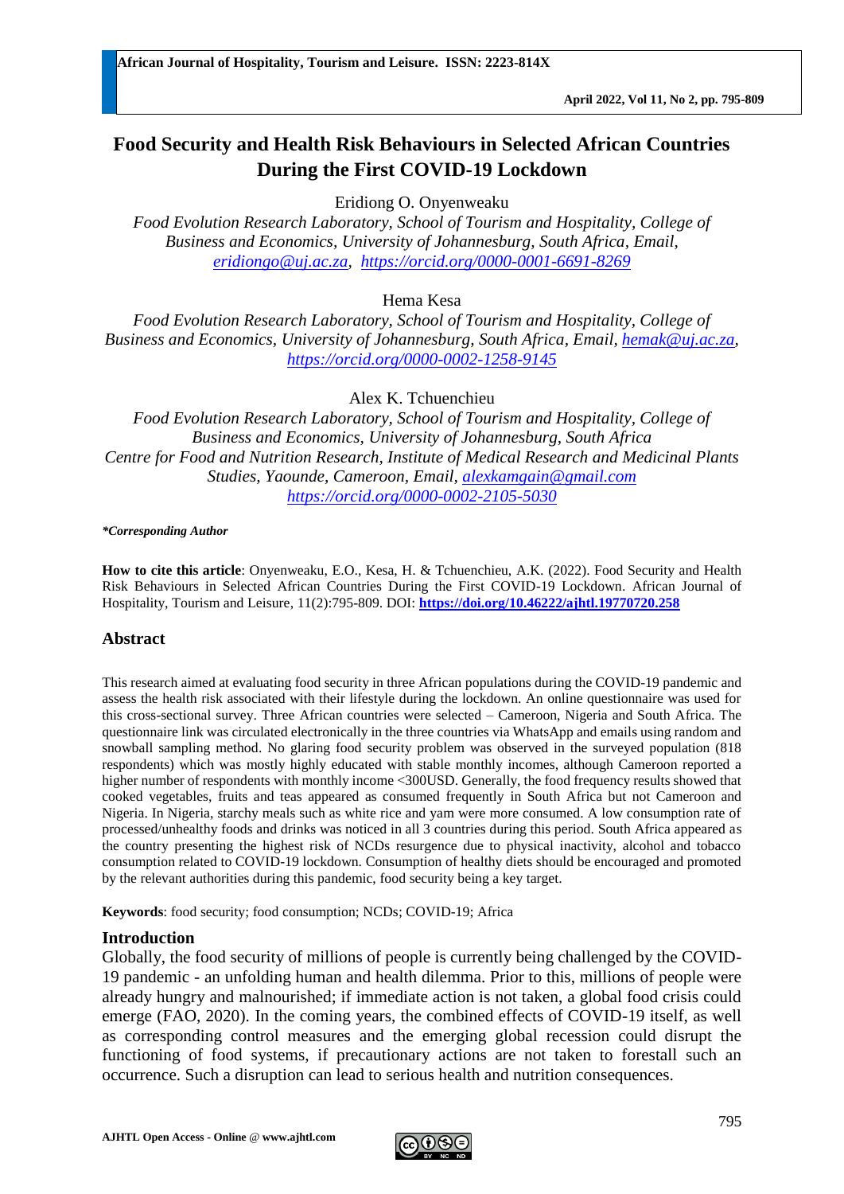# Food Security and Health Risk Behaviours in Selected African Countries During the First COVID-19 Lockdown

Eridiong O. Onyenweaku

*Food Evolution Research Laboratory, School of Tourism and Hospitality, College of Business and Economics, University of Johannesburg, South Africa, Email, eridiongo@uj.ac.za, https://orcid.org/0000-0001-6691-8269*

Hema Kesa

*Food Evolution Research Laboratory, School of Tourism and Hospitality, College of Business and Economics, University of Johannesburg, South Africa, Email, hemak@uj.ac.za, https://orcid.org/0000-0002-1258-9145*

Alex K. Tchuenchieu

*Food Evolution Research Laboratory, School of Tourism and Hospitality, College of Business and Economics, University of Johannesburg, South Africa*
*Centre for Food and Nutrition Research, Institute of Medical Research and Medicinal Plants Studies, Yaounde, Cameroon, Email, alexkamgain@gmail.com https://orcid.org/0000-0002-2105-5030*

***Corresponding Author***

**How to cite this article**: Onyenweaku, E.O., Kesa, H. & Tchuenchieu, A.K. (2022). Food Security and Health Risk Behaviours in Selected African Countries During the First COVID-19 Lockdown. African Journal of Hospitality, Tourism and Leisure, 11(2):795-809. DOI: **https://doi.org/10.46222/ajhtl.19770720.258**

## Abstract

This research aimed at evaluating food security in three African populations during the COVID-19 pandemic and assess the health risk associated with their lifestyle during the lockdown. An online questionnaire was used for this cross-sectional survey. Three African countries were selected – Cameroon, Nigeria and South Africa. The questionnaire link was circulated electronically in the three countries via WhatsApp and emails using random and snowball sampling method. No glaring food security problem was observed in the surveyed population (818 respondents) which was mostly highly educated with stable monthly incomes, although Cameroon reported a higher number of respondents with monthly income <300USD. Generally, the food frequency results showed that cooked vegetables, fruits and teas appeared as consumed frequently in South Africa but not Cameroon and Nigeria. In Nigeria, starchy meals such as white rice and yam were more consumed. A low consumption rate of processed/unhealthy foods and drinks was noticed in all 3 countries during this period. South Africa appeared as the country presenting the highest risk of NCDs resurgence due to physical inactivity, alcohol and tobacco consumption related to COVID-19 lockdown. Consumption of healthy diets should be encouraged and promoted by the relevant authorities during this pandemic, food security being a key target.

**Keywords**: food security; food consumption; NCDs; COVID-19; Africa

## Introduction

Globally, the food security of millions of people is currently being challenged by the COVID-19 pandemic - an unfolding human and health dilemma. Prior to this, millions of people were already hungry and malnourished; if immediate action is not taken, a global food crisis could emerge (FAO, 2020). In the coming years, the combined effects of COVID-19 itself, as well as corresponding control measures and the emerging global recession could disrupt the functioning of food systems, if precautionary actions are not taken to forestall such an occurrence. Such a disruption can lead to serious health and nutrition consequences.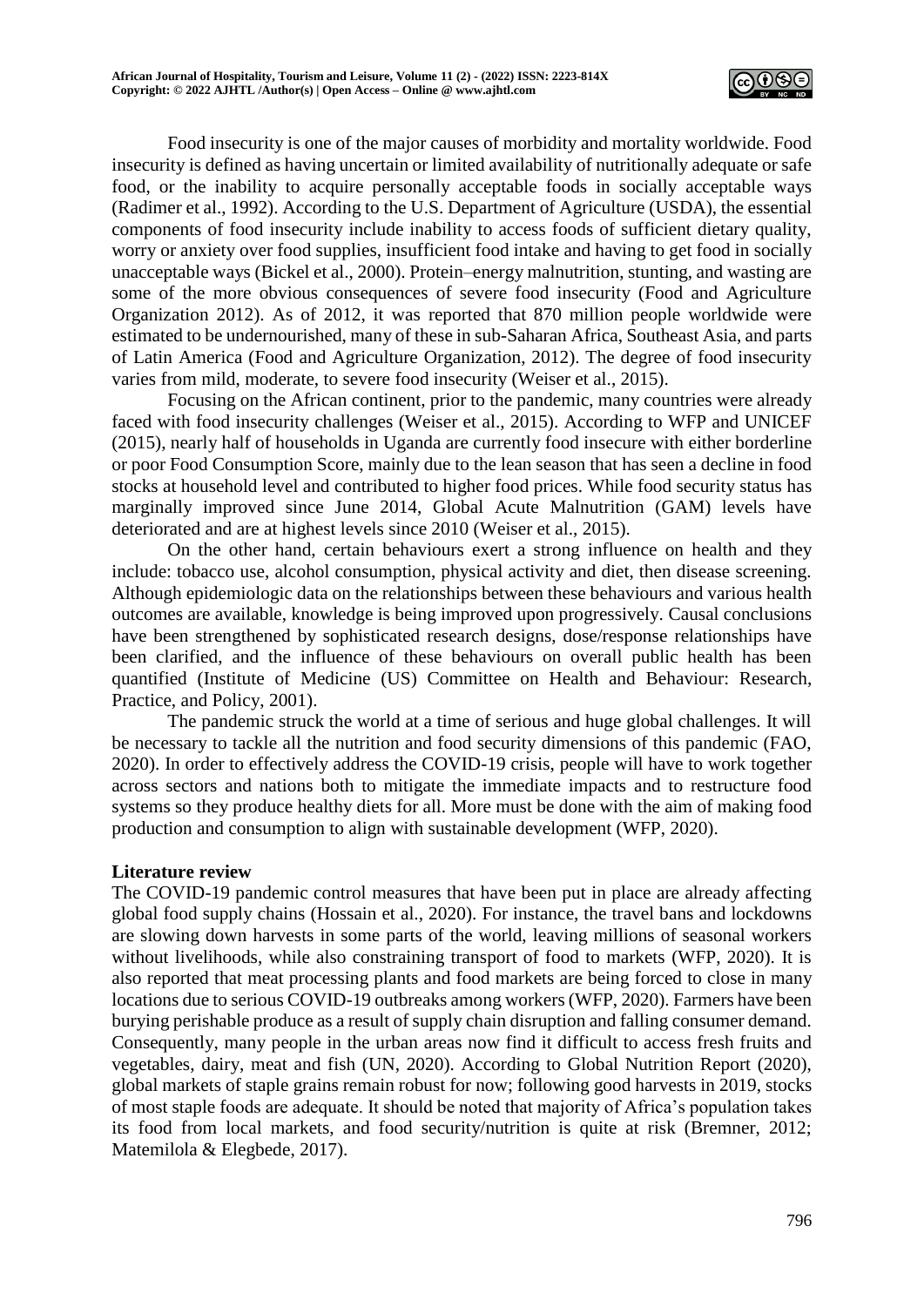Food insecurity is one of the major causes of morbidity and mortality worldwide. Food insecurity is defined as having uncertain or limited availability of nutritionally adequate or safe food, or the inability to acquire personally acceptable foods in socially acceptable ways (Radimer et al., 1992). According to the U.S. Department of Agriculture (USDA), the essential components of food insecurity include inability to access foods of sufficient dietary quality, worry or anxiety over food supplies, insufficient food intake and having to get food in socially unacceptable ways (Bickel et al., 2000). Protein–energy malnutrition, stunting, and wasting are some of the more obvious consequences of severe food insecurity (Food and Agriculture Organization 2012). As of 2012, it was reported that 870 million people worldwide were estimated to be undernourished, many of these in sub-Saharan Africa, Southeast Asia, and parts of Latin America (Food and Agriculture Organization, 2012). The degree of food insecurity varies from mild, moderate, to severe food insecurity (Weiser et al., 2015).

Focusing on the African continent, prior to the pandemic, many countries were already faced with food insecurity challenges (Weiser et al., 2015). According to WFP and UNICEF (2015), nearly half of households in Uganda are currently food insecure with either borderline or poor Food Consumption Score, mainly due to the lean season that has seen a decline in food stocks at household level and contributed to higher food prices. While food security status has marginally improved since June 2014, Global Acute Malnutrition (GAM) levels have deteriorated and are at highest levels since 2010 (Weiser et al., 2015).

On the other hand, certain behaviours exert a strong influence on health and they include: tobacco use, alcohol consumption, physical activity and diet, then disease screening. Although epidemiologic data on the relationships between these behaviours and various health outcomes are available, knowledge is being improved upon progressively. Causal conclusions have been strengthened by sophisticated research designs, dose/response relationships have been clarified, and the influence of these behaviours on overall public health has been quantified (Institute of Medicine (US) Committee on Health and Behaviour: Research, Practice, and Policy, 2001).

The pandemic struck the world at a time of serious and huge global challenges. It will be necessary to tackle all the nutrition and food security dimensions of this pandemic (FAO, 2020). In order to effectively address the COVID-19 crisis, people will have to work together across sectors and nations both to mitigate the immediate impacts and to restructure food systems so they produce healthy diets for all. More must be done with the aim of making food production and consumption to align with sustainable development (WFP, 2020).

## Literature review

The COVID-19 pandemic control measures that have been put in place are already affecting global food supply chains (Hossain et al., 2020). For instance, the travel bans and lockdowns are slowing down harvests in some parts of the world, leaving millions of seasonal workers without livelihoods, while also constraining transport of food to markets (WFP, 2020). It is also reported that meat processing plants and food markets are being forced to close in many locations due to serious COVID-19 outbreaks among workers (WFP, 2020). Farmers have been burying perishable produce as a result of supply chain disruption and falling consumer demand. Consequently, many people in the urban areas now find it difficult to access fresh fruits and vegetables, dairy, meat and fish (UN, 2020). According to Global Nutrition Report (2020), global markets of staple grains remain robust for now; following good harvests in 2019, stocks of most staple foods are adequate. It should be noted that majority of Africa's population takes its food from local markets, and food security/nutrition is quite at risk (Bremner, 2012; Matemilola & Elegbede, 2017).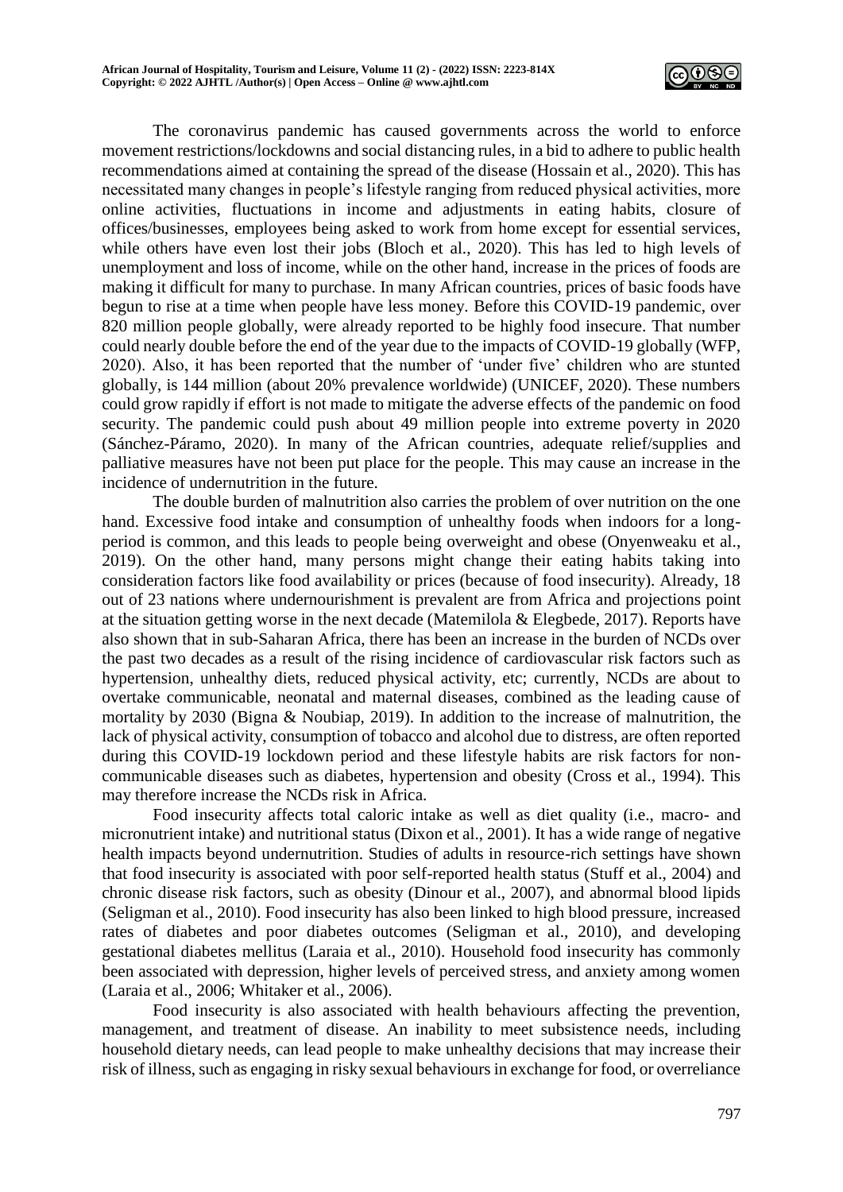The coronavirus pandemic has caused governments across the world to enforce movement restrictions/lockdowns and social distancing rules, in a bid to adhere to public health recommendations aimed at containing the spread of the disease (Hossain et al., 2020). This has necessitated many changes in people's lifestyle ranging from reduced physical activities, more online activities, fluctuations in income and adjustments in eating habits, closure of offices/businesses, employees being asked to work from home except for essential services, while others have even lost their jobs (Bloch et al., 2020). This has led to high levels of unemployment and loss of income, while on the other hand, increase in the prices of foods are making it difficult for many to purchase. In many African countries, prices of basic foods have begun to rise at a time when people have less money. Before this COVID-19 pandemic, over 820 million people globally, were already reported to be highly food insecure. That number could nearly double before the end of the year due to the impacts of COVID-19 globally (WFP, 2020). Also, it has been reported that the number of 'under five' children who are stunted globally, is 144 million (about 20% prevalence worldwide) (UNICEF, 2020). These numbers could grow rapidly if effort is not made to mitigate the adverse effects of the pandemic on food security. The pandemic could push about 49 million people into extreme poverty in 2020 (Sánchez-Páramo, 2020). In many of the African countries, adequate relief/supplies and palliative measures have not been put place for the people. This may cause an increase in the incidence of undernutrition in the future.

The double burden of malnutrition also carries the problem of over nutrition on the one hand. Excessive food intake and consumption of unhealthy foods when indoors for a long-period is common, and this leads to people being overweight and obese (Onyenweaku et al., 2019). On the other hand, many persons might change their eating habits taking into consideration factors like food availability or prices (because of food insecurity). Already, 18 out of 23 nations where undernourishment is prevalent are from Africa and projections point at the situation getting worse in the next decade (Matemilola & Elegbede, 2017). Reports have also shown that in sub-Saharan Africa, there has been an increase in the burden of NCDs over the past two decades as a result of the rising incidence of cardiovascular risk factors such as hypertension, unhealthy diets, reduced physical activity, etc; currently, NCDs are about to overtake communicable, neonatal and maternal diseases, combined as the leading cause of mortality by 2030 (Bigna & Noubiap, 2019). In addition to the increase of malnutrition, the lack of physical activity, consumption of tobacco and alcohol due to distress, are often reported during this COVID-19 lockdown period and these lifestyle habits are risk factors for non-communicable diseases such as diabetes, hypertension and obesity (Cross et al., 1994). This may therefore increase the NCDs risk in Africa.

Food insecurity affects total caloric intake as well as diet quality (i.e., macro- and micronutrient intake) and nutritional status (Dixon et al., 2001). It has a wide range of negative health impacts beyond undernutrition. Studies of adults in resource-rich settings have shown that food insecurity is associated with poor self-reported health status (Stuff et al., 2004) and chronic disease risk factors, such as obesity (Dinour et al., 2007), and abnormal blood lipids (Seligman et al., 2010). Food insecurity has also been linked to high blood pressure, increased rates of diabetes and poor diabetes outcomes (Seligman et al., 2010), and developing gestational diabetes mellitus (Laraia et al., 2010). Household food insecurity has commonly been associated with depression, higher levels of perceived stress, and anxiety among women (Laraia et al., 2006; Whitaker et al., 2006).

Food insecurity is also associated with health behaviours affecting the prevention, management, and treatment of disease. An inability to meet subsistence needs, including household dietary needs, can lead people to make unhealthy decisions that may increase their risk of illness, such as engaging in risky sexual behaviours in exchange for food, or overreliance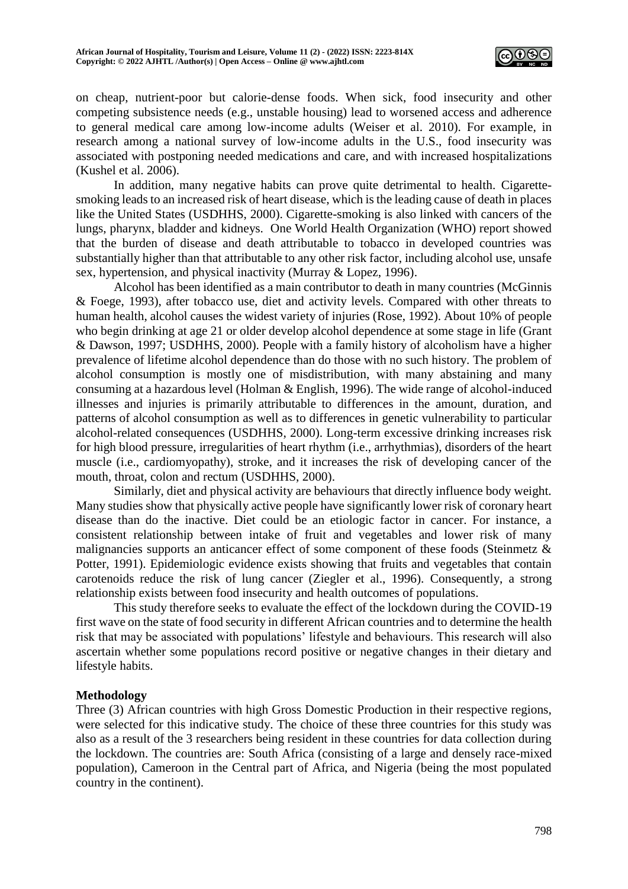on cheap, nutrient-poor but calorie-dense foods. When sick, food insecurity and other competing subsistence needs (e.g., unstable housing) lead to worsened access and adherence to general medical care among low-income adults (Weiser et al. 2010). For example, in research among a national survey of low-income adults in the U.S., food insecurity was associated with postponing needed medications and care, and with increased hospitalizations (Kushel et al. 2006).

In addition, many negative habits can prove quite detrimental to health. Cigarette-smoking leads to an increased risk of heart disease, which is the leading cause of death in places like the United States (USDHHS, 2000). Cigarette-smoking is also linked with cancers of the lungs, pharynx, bladder and kidneys. One World Health Organization (WHO) report showed that the burden of disease and death attributable to tobacco in developed countries was substantially higher than that attributable to any other risk factor, including alcohol use, unsafe sex, hypertension, and physical inactivity (Murray & Lopez, 1996).

Alcohol has been identified as a main contributor to death in many countries (McGinnis & Foege, 1993), after tobacco use, diet and activity levels. Compared with other threats to human health, alcohol causes the widest variety of injuries (Rose, 1992). About 10% of people who begin drinking at age 21 or older develop alcohol dependence at some stage in life (Grant & Dawson, 1997; USDHHS, 2000). People with a family history of alcoholism have a higher prevalence of lifetime alcohol dependence than do those with no such history. The problem of alcohol consumption is mostly one of misdistribution, with many abstaining and many consuming at a hazardous level (Holman & English, 1996). The wide range of alcohol-induced illnesses and injuries is primarily attributable to differences in the amount, duration, and patterns of alcohol consumption as well as to differences in genetic vulnerability to particular alcohol-related consequences (USDHHS, 2000). Long-term excessive drinking increases risk for high blood pressure, irregularities of heart rhythm (i.e., arrhythmias), disorders of the heart muscle (i.e., cardiomyopathy), stroke, and it increases the risk of developing cancer of the mouth, throat, colon and rectum (USDHHS, 2000).

Similarly, diet and physical activity are behaviours that directly influence body weight. Many studies show that physically active people have significantly lower risk of coronary heart disease than do the inactive. Diet could be an etiologic factor in cancer. For instance, a consistent relationship between intake of fruit and vegetables and lower risk of many malignancies supports an anticancer effect of some component of these foods (Steinmetz & Potter, 1991). Epidemiologic evidence exists showing that fruits and vegetables that contain carotenoids reduce the risk of lung cancer (Ziegler et al., 1996). Consequently, a strong relationship exists between food insecurity and health outcomes of populations.

This study therefore seeks to evaluate the effect of the lockdown during the COVID-19 first wave on the state of food security in different African countries and to determine the health risk that may be associated with populations' lifestyle and behaviours. This research will also ascertain whether some populations record positive or negative changes in their dietary and lifestyle habits.

## Methodology

Three (3) African countries with high Gross Domestic Production in their respective regions, were selected for this indicative study. The choice of these three countries for this study was also as a result of the 3 researchers being resident in these countries for data collection during the lockdown. The countries are: South Africa (consisting of a large and densely race-mixed population), Cameroon in the Central part of Africa, and Nigeria (being the most populated country in the continent).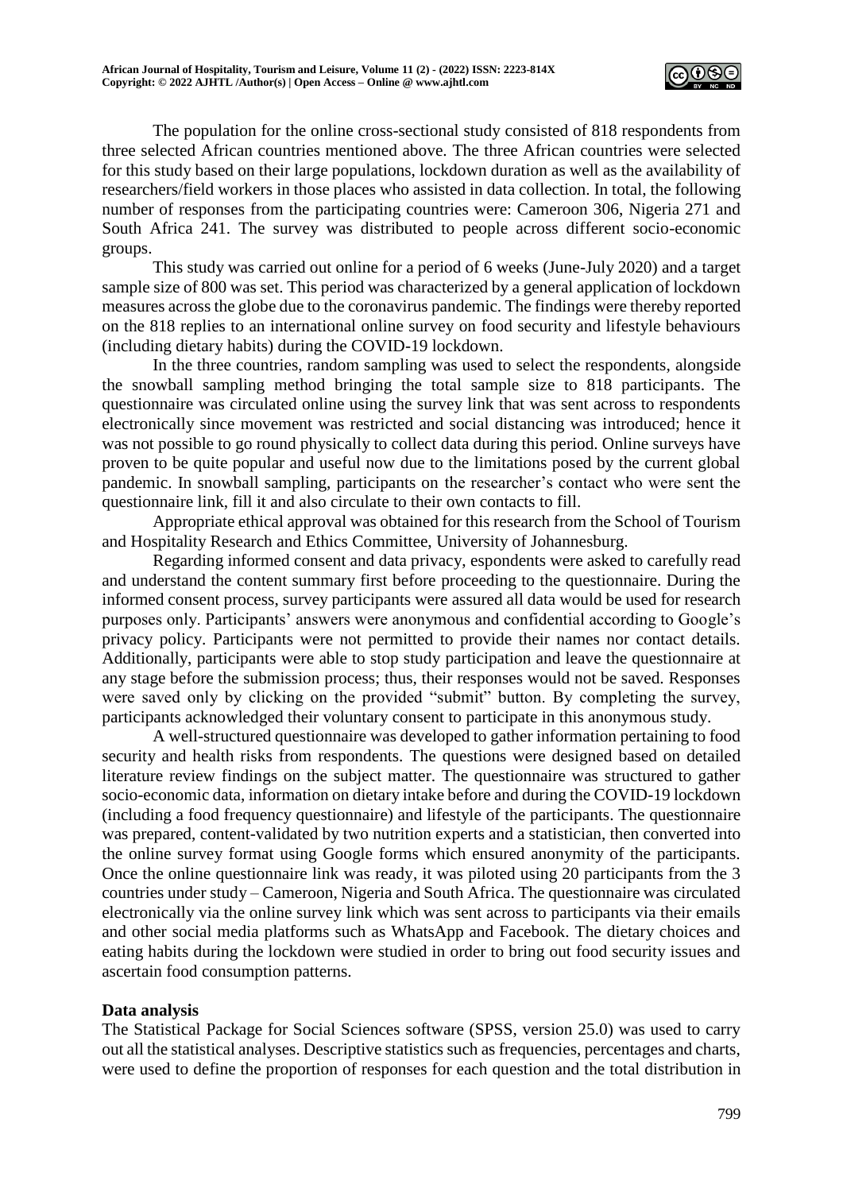The population for the online cross-sectional study consisted of 818 respondents from three selected African countries mentioned above. The three African countries were selected for this study based on their large populations, lockdown duration as well as the availability of researchers/field workers in those places who assisted in data collection. In total, the following number of responses from the participating countries were: Cameroon 306, Nigeria 271 and South Africa 241. The survey was distributed to people across different socio-economic groups.

This study was carried out online for a period of 6 weeks (June-July 2020) and a target sample size of 800 was set. This period was characterized by a general application of lockdown measures across the globe due to the coronavirus pandemic. The findings were thereby reported on the 818 replies to an international online survey on food security and lifestyle behaviours (including dietary habits) during the COVID-19 lockdown.

In the three countries, random sampling was used to select the respondents, alongside the snowball sampling method bringing the total sample size to 818 participants. The questionnaire was circulated online using the survey link that was sent across to respondents electronically since movement was restricted and social distancing was introduced; hence it was not possible to go round physically to collect data during this period. Online surveys have proven to be quite popular and useful now due to the limitations posed by the current global pandemic. In snowball sampling, participants on the researcher's contact who were sent the questionnaire link, fill it and also circulate to their own contacts to fill.

Appropriate ethical approval was obtained for this research from the School of Tourism and Hospitality Research and Ethics Committee, University of Johannesburg.

Regarding informed consent and data privacy, espondents were asked to carefully read and understand the content summary first before proceeding to the questionnaire. During the informed consent process, survey participants were assured all data would be used for research purposes only. Participants' answers were anonymous and confidential according to Google's privacy policy. Participants were not permitted to provide their names nor contact details. Additionally, participants were able to stop study participation and leave the questionnaire at any stage before the submission process; thus, their responses would not be saved. Responses were saved only by clicking on the provided "submit" button. By completing the survey, participants acknowledged their voluntary consent to participate in this anonymous study.

A well-structured questionnaire was developed to gather information pertaining to food security and health risks from respondents. The questions were designed based on detailed literature review findings on the subject matter. The questionnaire was structured to gather socio-economic data, information on dietary intake before and during the COVID-19 lockdown (including a food frequency questionnaire) and lifestyle of the participants. The questionnaire was prepared, content-validated by two nutrition experts and a statistician, then converted into the online survey format using Google forms which ensured anonymity of the participants. Once the online questionnaire link was ready, it was piloted using 20 participants from the 3 countries under study – Cameroon, Nigeria and South Africa. The questionnaire was circulated electronically via the online survey link which was sent across to participants via their emails and other social media platforms such as WhatsApp and Facebook. The dietary choices and eating habits during the lockdown were studied in order to bring out food security issues and ascertain food consumption patterns.

**Data analysis**

The Statistical Package for Social Sciences software (SPSS, version 25.0) was used to carry out all the statistical analyses. Descriptive statistics such as frequencies, percentages and charts, were used to define the proportion of responses for each question and the total distribution in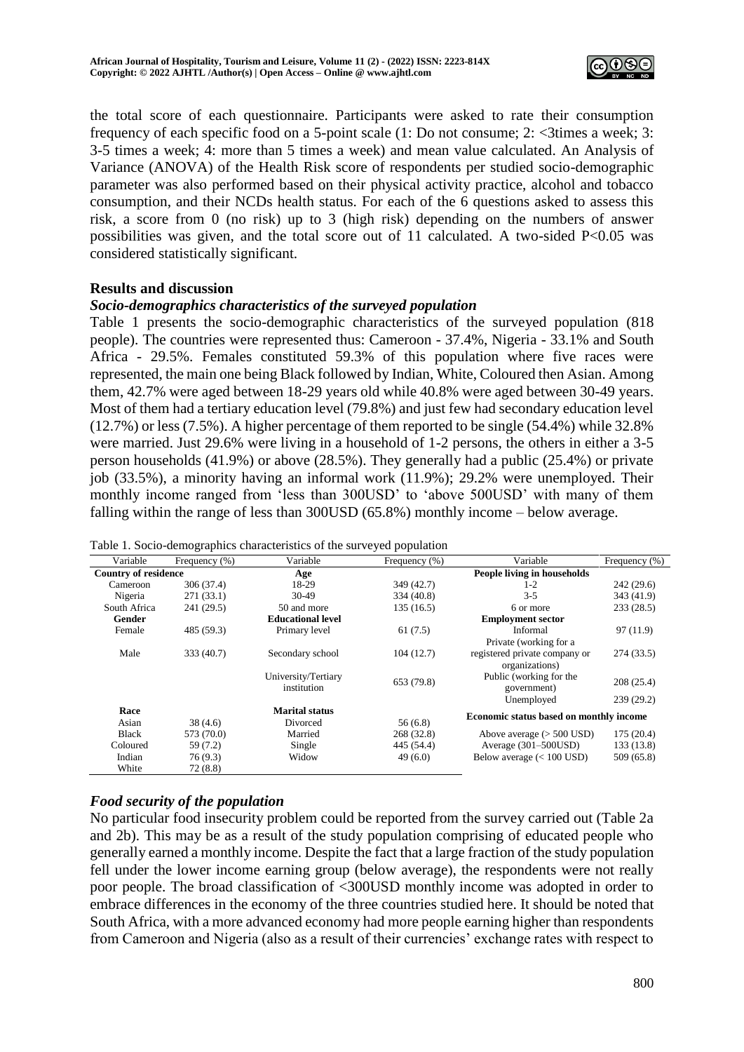the total score of each questionnaire. Participants were asked to rate their consumption frequency of each specific food on a 5-point scale (1: Do not consume; 2: <3times a week; 3: 3-5 times a week; 4: more than 5 times a week) and mean value calculated. An Analysis of Variance (ANOVA) of the Health Risk score of respondents per studied socio-demographic parameter was also performed based on their physical activity practice, alcohol and tobacco consumption, and their NCDs health status. For each of the 6 questions asked to assess this risk, a score from 0 (no risk) up to 3 (high risk) depending on the numbers of answer possibilities was given, and the total score out of 11 calculated. A two-sided $P<0.05$ was considered statistically significant.

## Results and discussion

### *Socio-demographics characteristics of the surveyed population*

Table 1 presents the socio-demographic characteristics of the surveyed population (818 people). The countries were represented thus: Cameroon - 37.4%, Nigeria - 33.1% and South Africa - 29.5%. Females constituted 59.3% of this population where five races were represented, the main one being Black followed by Indian, White, Coloured then Asian. Among them, 42.7% were aged between 18-29 years old while 40.8% were aged between 30-49 years. Most of them had a tertiary education level (79.8%) and just few had secondary education level (12.7%) or less (7.5%). A higher percentage of them reported to be single (54.4%) while 32.8% were married. Just 29.6% were living in a household of 1-2 persons, the others in either a 3-5 person households (41.9%) or above (28.5%). They generally had a public (25.4%) or private job (33.5%), a minority having an informal work (11.9%); 29.2% were unemployed. Their monthly income ranged from 'less than 300USD' to 'above 500USD' with many of them falling within the range of less than 300USD (65.8%) monthly income – below average.

Table 1. Socio-demographics characteristics of the surveyed population

| Variable | Frequency (%) | Variable | Frequency (%) | Variable | Frequency (%) |
|---|---|---|---|---|---|
| **Country of residence** | | **Age** | | **People living in households** | |
| Cameroon | 306 (37.4) | 18-29 | 349 (42.7) | 1-2 | 242 (29.6) |
| Nigeria | 271 (33.1) | 30-49 | 334 (40.8) | 3-5 | 343 (41.9) |
| South Africa | 241 (29.5) | 50 and more | 135 (16.5) | 6 or more | 233 (28.5) |
| **Gender** | | **Educational level** | | **Employment sector** | |
| Female | 485 (59.3) | Primary level | 61 (7.5) | Informal | 97 (11.9) |
| Male | 333 (40.7) | Secondary school | 104 (12.7) | Private (working for a registered private company or organizations) | 274 (33.5) |
| | | University/Tertiary institution | 653 (79.8) | Public (working for the government) | 208 (25.4) |
| | | | | Unemployed | 239 (29.2) |
| **Race** | | **Marital status** | | **Economic status based on monthly income** | |
| Asian | 38 (4.6) | Divorced | 56 (6.8) | | |
| Black | 573 (70.0) | Married | 268 (32.8) | Above average (> 500 USD) | 175 (20.4) |
| Coloured | 59 (7.2) | Single | 445 (54.4) | Average (301–500USD) | 133 (13.8) |
| Indian | 76 (9.3) | Widow | 49 (6.0) | Below average (< 100 USD) | 509 (65.8) |
| White | 72 (8.8) | | | | |

### *Food security of the population*

No particular food insecurity problem could be reported from the survey carried out (Table 2a and 2b). This may be as a result of the study population comprising of educated people who generally earned a monthly income. Despite the fact that a large fraction of the study population fell under the lower income earning group (below average), the respondents were not really poor people. The broad classification of <300USD monthly income was adopted in order to embrace differences in the economy of the three countries studied here. It should be noted that South Africa, with a more advanced economy had more people earning higher than respondents from Cameroon and Nigeria (also as a result of their currencies' exchange rates with respect to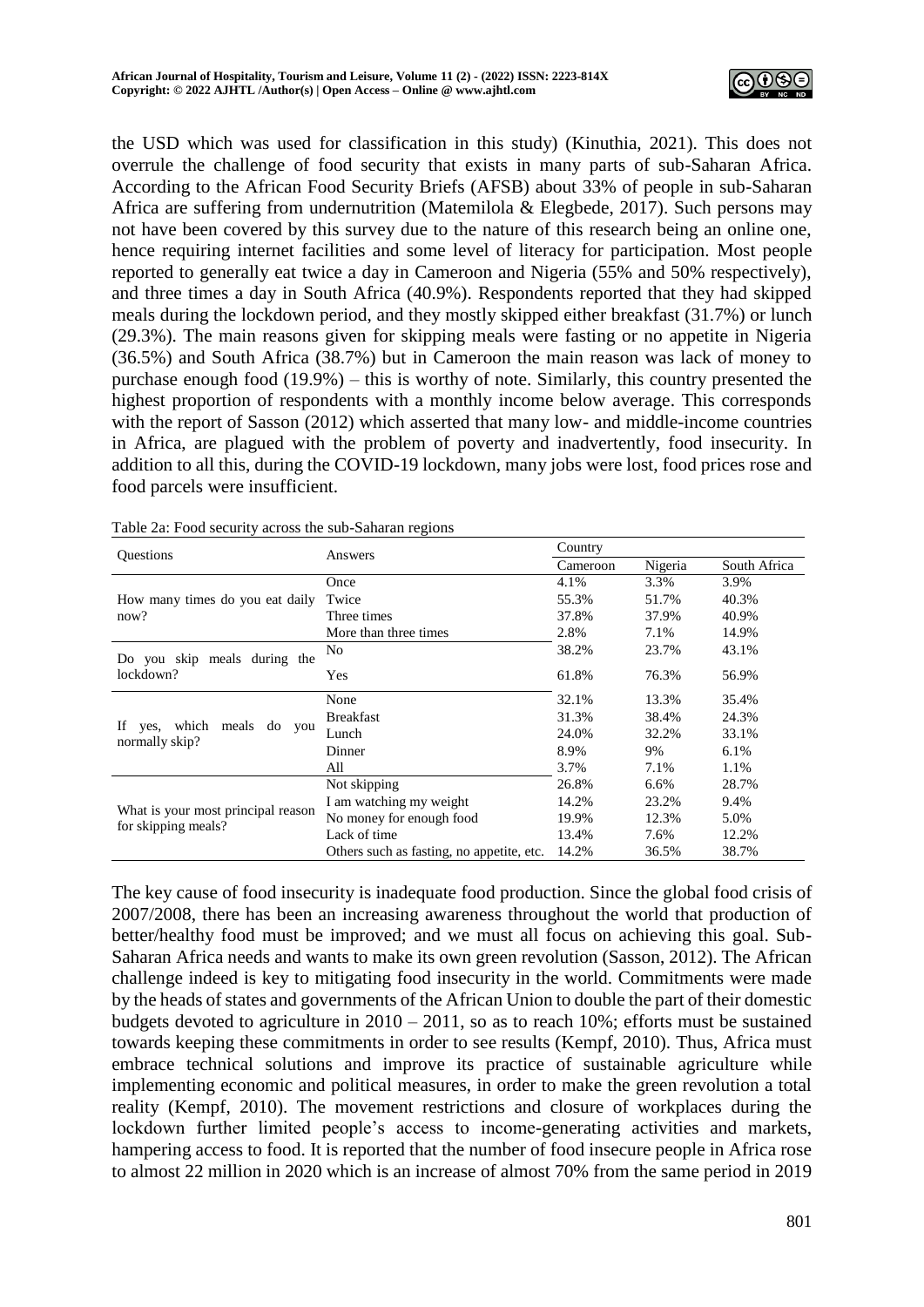the USD which was used for classification in this study) (Kinuthia, 2021). This does not overrule the challenge of food security that exists in many parts of sub-Saharan Africa. According to the African Food Security Briefs (AFSB) about 33% of people in sub-Saharan Africa are suffering from undernutrition (Matemilola & Elegbede, 2017). Such persons may not have been covered by this survey due to the nature of this research being an online one, hence requiring internet facilities and some level of literacy for participation. Most people reported to generally eat twice a day in Cameroon and Nigeria (55% and 50% respectively), and three times a day in South Africa (40.9%). Respondents reported that they had skipped meals during the lockdown period, and they mostly skipped either breakfast (31.7%) or lunch (29.3%). The main reasons given for skipping meals were fasting or no appetite in Nigeria (36.5%) and South Africa (38.7%) but in Cameroon the main reason was lack of money to purchase enough food (19.9%) – this is worthy of note. Similarly, this country presented the highest proportion of respondents with a monthly income below average. This corresponds with the report of Sasson (2012) which asserted that many low- and middle-income countries in Africa, are plagued with the problem of poverty and inadvertently, food insecurity. In addition to all this, during the COVID-19 lockdown, many jobs were lost, food prices rose and food parcels were insufficient.

Table 2a: Food security across the sub-Saharan regions

| Questions | Answers | Country | | |
|---|---|---|---|---|
| | | Cameroon | Nigeria | South Africa |
| How many times do you eat daily now? | Once | 4.1% | 3.3% | 3.9% |
| | Twice | 55.3% | 51.7% | 40.3% |
| | Three times | 37.8% | 37.9% | 40.9% |
| | More than three times | 2.8% | 7.1% | 14.9% |
| Do you skip meals during the lockdown? | No | 38.2% | 23.7% | 43.1% |
| | Yes | 61.8% | 76.3% | 56.9% |
| If yes, which meals do you normally skip? | None | 32.1% | 13.3% | 35.4% |
| | Breakfast | 31.3% | 38.4% | 24.3% |
| | Lunch | 24.0% | 32.2% | 33.1% |
| | Dinner | 8.9% | 9% | 6.1% |
| | All | 3.7% | 7.1% | 1.1% |
| What is your most principal reason for skipping meals? | Not skipping | 26.8% | 6.6% | 28.7% |
| | I am watching my weight | 14.2% | 23.2% | 9.4% |
| | No money for enough food | 19.9% | 12.3% | 5.0% |
| | Lack of time | 13.4% | 7.6% | 12.2% |
| | Others such as fasting, no appetite, etc. | 14.2% | 36.5% | 38.7% |

The key cause of food insecurity is inadequate food production. Since the global food crisis of 2007/2008, there has been an increasing awareness throughout the world that production of better/healthy food must be improved; and we must all focus on achieving this goal. Sub-Saharan Africa needs and wants to make its own green revolution (Sasson, 2012). The African challenge indeed is key to mitigating food insecurity in the world. Commitments were made by the heads of states and governments of the African Union to double the part of their domestic budgets devoted to agriculture in 2010 – 2011, so as to reach 10%; efforts must be sustained towards keeping these commitments in order to see results (Kempf, 2010). Thus, Africa must embrace technical solutions and improve its practice of sustainable agriculture while implementing economic and political measures, in order to make the green revolution a total reality (Kempf, 2010). The movement restrictions and closure of workplaces during the lockdown further limited people's access to income-generating activities and markets, hampering access to food. It is reported that the number of food insecure people in Africa rose to almost 22 million in 2020 which is an increase of almost 70% from the same period in 2019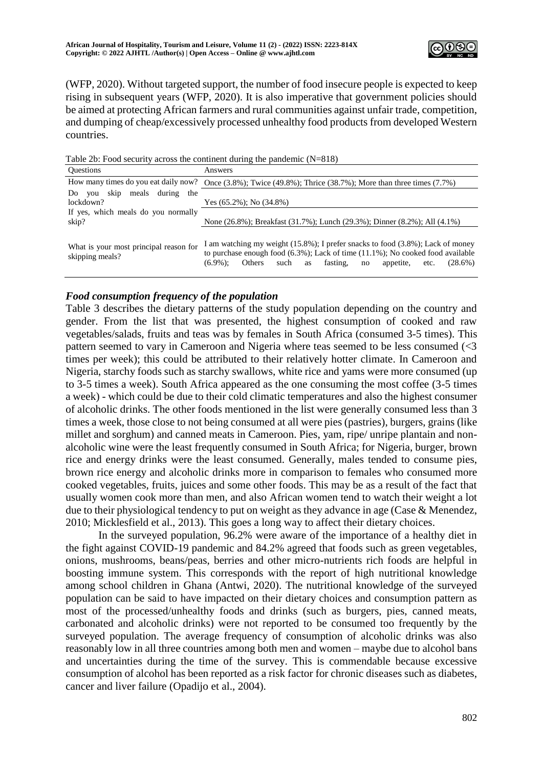(WFP, 2020). Without targeted support, the number of food insecure people is expected to keep rising in subsequent years (WFP, 2020). It is also imperative that government policies should be aimed at protecting African farmers and rural communities against unfair trade, competition, and dumping of cheap/excessively processed unhealthy food products from developed Western countries.

Table 2b: Food security across the continent during the pandemic (N=818)

| Questions | Answers |
|---|---|
| How many times do you eat daily now? | Once (3.8%); Twice (49.8%); Thrice (38.7%); More than three times (7.7%) |
| Do you skip meals during the lockdown? | Yes (65.2%); No (34.8%) |
| If yes, which meals do you normally skip? | None (26.8%); Breakfast (31.7%); Lunch (29.3%); Dinner (8.2%); All (4.1%) |
| What is your most principal reason for skipping meals? | I am watching my weight (15.8%); I prefer snacks to food (3.8%); Lack of money to purchase enough food (6.3%); Lack of time (11.1%); No cooked food available (6.9%); Others such as fasting, no appetite, etc. (28.6%) |

### *Food consumption frequency of the population*

Table 3 describes the dietary patterns of the study population depending on the country and gender. From the list that was presented, the highest consumption of cooked and raw vegetables/salads, fruits and teas was by females in South Africa (consumed 3-5 times). This pattern seemed to vary in Cameroon and Nigeria where teas seemed to be less consumed (<3 times per week); this could be attributed to their relatively hotter climate. In Cameroon and Nigeria, starchy foods such as starchy swallows, white rice and yams were more consumed (up to 3-5 times a week). South Africa appeared as the one consuming the most coffee (3-5 times a week) - which could be due to their cold climatic temperatures and also the highest consumer of alcoholic drinks. The other foods mentioned in the list were generally consumed less than 3 times a week, those close to not being consumed at all were pies (pastries), burgers, grains (like millet and sorghum) and canned meats in Cameroon. Pies, yam, ripe/ unripe plantain and non-alcoholic wine were the least frequently consumed in South Africa; for Nigeria, burger, brown rice and energy drinks were the least consumed. Generally, males tended to consume pies, brown rice energy and alcoholic drinks more in comparison to females who consumed more cooked vegetables, fruits, juices and some other foods. This may be as a result of the fact that usually women cook more than men, and also African women tend to watch their weight a lot due to their physiological tendency to put on weight as they advance in age (Case & Menendez, 2010; Micklesfield et al., 2013). This goes a long way to affect their dietary choices.

In the surveyed population, 96.2% were aware of the importance of a healthy diet in the fight against COVID-19 pandemic and 84.2% agreed that foods such as green vegetables, onions, mushrooms, beans/peas, berries and other micro-nutrients rich foods are helpful in boosting immune system. This corresponds with the report of high nutritional knowledge among school children in Ghana (Antwi, 2020). The nutritional knowledge of the surveyed population can be said to have impacted on their dietary choices and consumption pattern as most of the processed/unhealthy foods and drinks (such as burgers, pies, canned meats, carbonated and alcoholic drinks) were not reported to be consumed too frequently by the surveyed population. The average frequency of consumption of alcoholic drinks was also reasonably low in all three countries among both men and women – maybe due to alcohol bans and uncertainties during the time of the survey. This is commendable because excessive consumption of alcohol has been reported as a risk factor for chronic diseases such as diabetes, cancer and liver failure (Opadijo et al., 2004).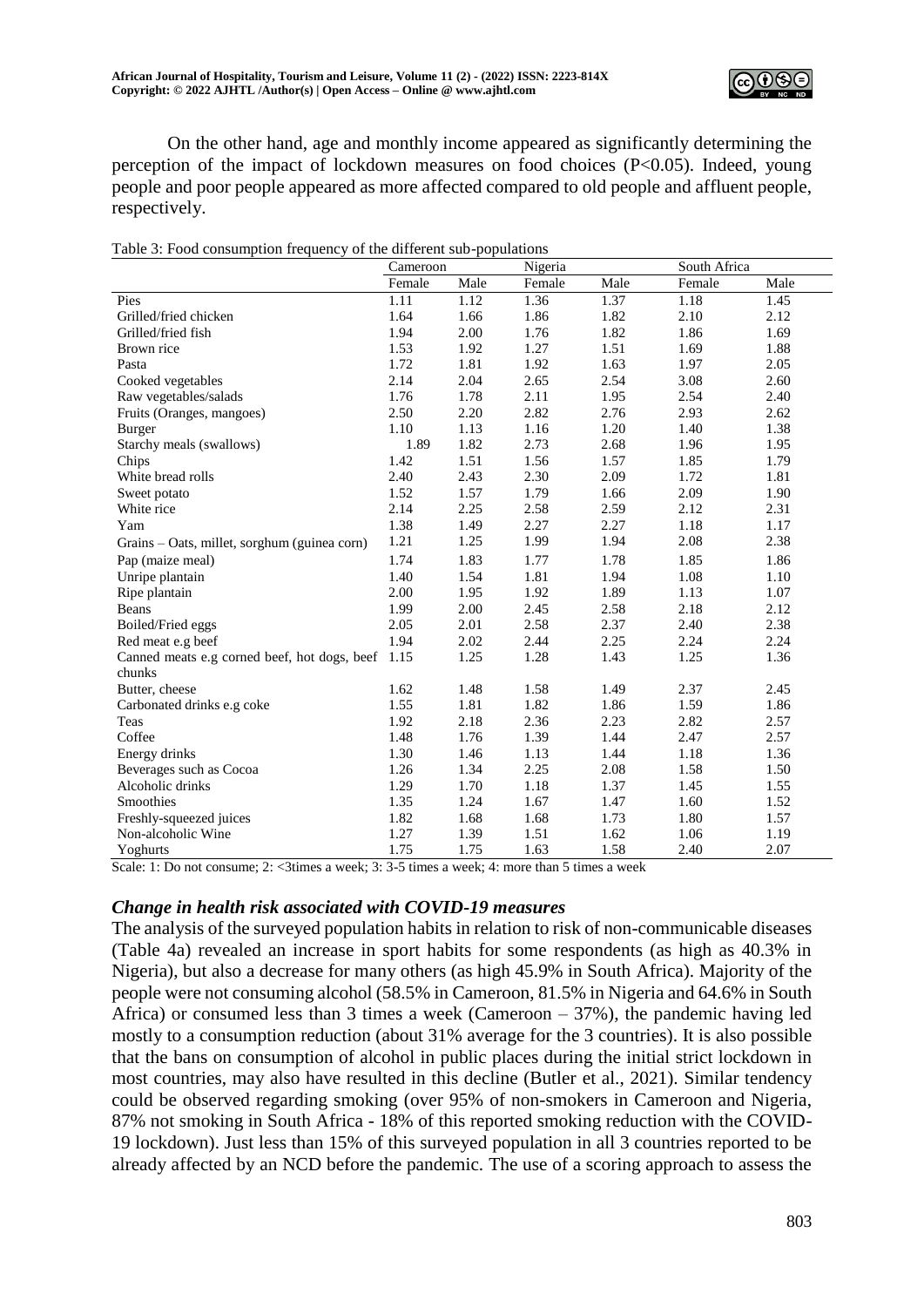On the other hand, age and monthly income appeared as significantly determining the perception of the impact of lockdown measures on food choices ($P<0.05$). Indeed, young people and poor people appeared as more affected compared to old people and affluent people, respectively.

Table 3: Food consumption frequency of the different sub-populations

| | Cameroon | | Nigeria | | South Africa | |
|---|---|---|---|---|---|---|
| | Female | Male | Female | Male | Female | Male |
| Pies | 1.11 | 1.12 | 1.36 | 1.37 | 1.18 | 1.45 |
| Grilled/fried chicken | 1.64 | 1.66 | 1.86 | 1.82 | 2.10 | 2.12 |
| Grilled/fried fish | 1.94 | 2.00 | 1.76 | 1.82 | 1.86 | 1.69 |
| Brown rice | 1.53 | 1.92 | 1.27 | 1.51 | 1.69 | 1.88 |
| Pasta | 1.72 | 1.81 | 1.92 | 1.63 | 1.97 | 2.05 |
| Cooked vegetables | 2.14 | 2.04 | 2.65 | 2.54 | 3.08 | 2.60 |
| Raw vegetables/salads | 1.76 | 1.78 | 2.11 | 1.95 | 2.54 | 2.40 |
| Fruits (Oranges, mangoes) | 2.50 | 2.20 | 2.82 | 2.76 | 2.93 | 2.62 |
| Burger | 1.10 | 1.13 | 1.16 | 1.20 | 1.40 | 1.38 |
| Starchy meals (swallows) | 1.89 | 1.82 | 2.73 | 2.68 | 1.96 | 1.95 |
| Chips | 1.42 | 1.51 | 1.56 | 1.57 | 1.85 | 1.79 |
| White bread rolls | 2.40 | 2.43 | 2.30 | 2.09 | 1.72 | 1.81 |
| Sweet potato | 1.52 | 1.57 | 1.79 | 1.66 | 2.09 | 1.90 |
| White rice | 2.14 | 2.25 | 2.58 | 2.59 | 2.12 | 2.31 |
| Yam | 1.38 | 1.49 | 2.27 | 2.27 | 1.18 | 1.17 |
| Grains – Oats, millet, sorghum (guinea corn) | 1.21 | 1.25 | 1.99 | 1.94 | 2.08 | 2.38 |
| Pap (maize meal) | 1.74 | 1.83 | 1.77 | 1.78 | 1.85 | 1.86 |
| Unripe plantain | 1.40 | 1.54 | 1.81 | 1.94 | 1.08 | 1.10 |
| Ripe plantain | 2.00 | 1.95 | 1.92 | 1.89 | 1.13 | 1.07 |
| Beans | 1.99 | 2.00 | 2.45 | 2.58 | 2.18 | 2.12 |
| Boiled/Fried eggs | 2.05 | 2.01 | 2.58 | 2.37 | 2.40 | 2.38 |
| Red meat e.g beef | 1.94 | 2.02 | 2.44 | 2.25 | 2.24 | 2.24 |
| Canned meats e.g corned beef, hot dogs, beef chunks | 1.15 | 1.25 | 1.28 | 1.43 | 1.25 | 1.36 |
| Butter, cheese | 1.62 | 1.48 | 1.58 | 1.49 | 2.37 | 2.45 |
| Carbonated drinks e.g coke | 1.55 | 1.81 | 1.82 | 1.86 | 1.59 | 1.86 |
| Teas | 1.92 | 2.18 | 2.36 | 2.23 | 2.82 | 2.57 |
| Coffee | 1.48 | 1.76 | 1.39 | 1.44 | 2.47 | 2.57 |
| Energy drinks | 1.30 | 1.46 | 1.13 | 1.44 | 1.18 | 1.36 |
| Beverages such as Cocoa | 1.26 | 1.34 | 2.25 | 2.08 | 1.58 | 1.50 |
| Alcoholic drinks | 1.29 | 1.70 | 1.18 | 1.37 | 1.45 | 1.55 |
| Smoothies | 1.35 | 1.24 | 1.67 | 1.47 | 1.60 | 1.52 |
| Freshly-squeezed juices | 1.82 | 1.68 | 1.68 | 1.73 | 1.80 | 1.57 |
| Non-alcoholic Wine | 1.27 | 1.39 | 1.51 | 1.62 | 1.06 | 1.19 |
| Yoghurts | 1.75 | 1.75 | 1.63 | 1.58 | 2.40 | 2.07 |

Scale: 1: Do not consume; 2: <3times a week; 3: 3-5 times a week; 4: more than 5 times a week

### *Change in health risk associated with COVID-19 measures*

The analysis of the surveyed population habits in relation to risk of non-communicable diseases (Table 4a) revealed an increase in sport habits for some respondents (as high as 40.3% in Nigeria), but also a decrease for many others (as high 45.9% in South Africa). Majority of the people were not consuming alcohol (58.5% in Cameroon, 81.5% in Nigeria and 64.6% in South Africa) or consumed less than 3 times a week (Cameroon – 37%), the pandemic having led mostly to a consumption reduction (about 31% average for the 3 countries). It is also possible that the bans on consumption of alcohol in public places during the initial strict lockdown in most countries, may also have resulted in this decline (Butler et al., 2021). Similar tendency could be observed regarding smoking (over 95% of non-smokers in Cameroon and Nigeria, 87% not smoking in South Africa - 18% of this reported smoking reduction with the COVID-19 lockdown). Just less than 15% of this surveyed population in all 3 countries reported to be already affected by an NCD before the pandemic. The use of a scoring approach to assess the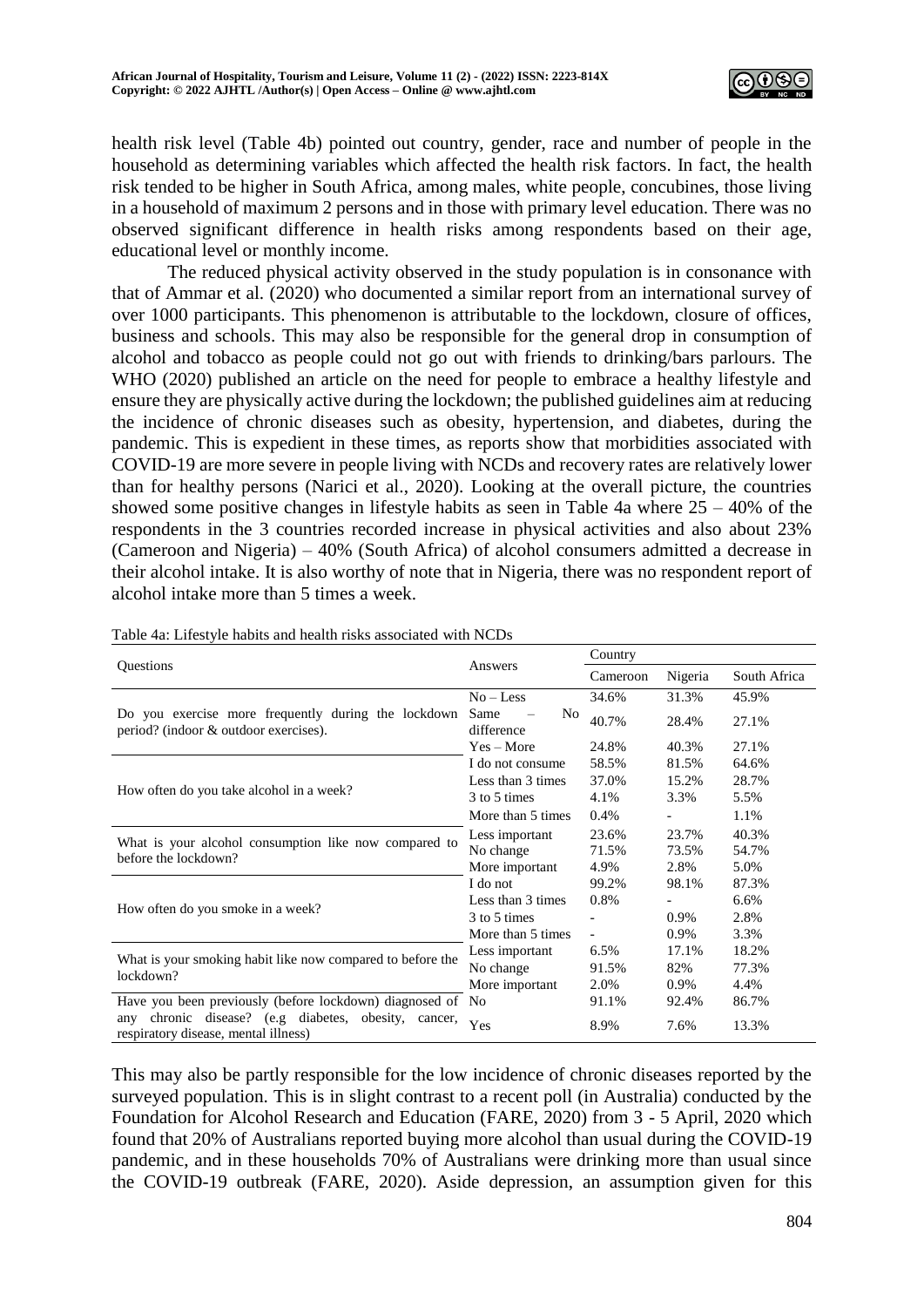health risk level (Table 4b) pointed out country, gender, race and number of people in the household as determining variables which affected the health risk factors. In fact, the health risk tended to be higher in South Africa, among males, white people, concubines, those living in a household of maximum 2 persons and in those with primary level education. There was no observed significant difference in health risks among respondents based on their age, educational level or monthly income.

The reduced physical activity observed in the study population is in consonance with that of Ammar et al. (2020) who documented a similar report from an international survey of over 1000 participants. This phenomenon is attributable to the lockdown, closure of offices, business and schools. This may also be responsible for the general drop in consumption of alcohol and tobacco as people could not go out with friends to drinking/bars parlours. The WHO (2020) published an article on the need for people to embrace a healthy lifestyle and ensure they are physically active during the lockdown; the published guidelines aim at reducing the incidence of chronic diseases such as obesity, hypertension, and diabetes, during the pandemic. This is expedient in these times, as reports show that morbidities associated with COVID-19 are more severe in people living with NCDs and recovery rates are relatively lower than for healthy persons (Narici et al., 2020). Looking at the overall picture, the countries showed some positive changes in lifestyle habits as seen in Table 4a where 25 – 40% of the respondents in the 3 countries recorded increase in physical activities and also about 23% (Cameroon and Nigeria) – 40% (South Africa) of alcohol consumers admitted a decrease in their alcohol intake. It is also worthy of note that in Nigeria, there was no respondent report of alcohol intake more than 5 times a week.

Table 4a: Lifestyle habits and health risks associated with NCDs

| Questions | Answers | Country | | |
|---|---|---|---|---|
| | | Cameroon | Nigeria | South Africa |
| Do you exercise more frequently during the lockdown period? (indoor & outdoor exercises). | No – Less | 34.6% | 31.3% | 45.9% |
| | Same – No difference | 40.7% | 28.4% | 27.1% |
| | Yes – More | 24.8% | 40.3% | 27.1% |
| How often do you take alcohol in a week? | I do not consume | 58.5% | 81.5% | 64.6% |
| | Less than 3 times | 37.0% | 15.2% | 28.7% |
| | 3 to 5 times | 4.1% | 3.3% | 5.5% |
| | More than 5 times | 0.4% | - | 1.1% |
| What is your alcohol consumption like now compared to before the lockdown? | Less important | 23.6% | 23.7% | 40.3% |
| | No change | 71.5% | 73.5% | 54.7% |
| | More important | 4.9% | 2.8% | 5.0% |
| How often do you smoke in a week? | I do not | 99.2% | 98.1% | 87.3% |
| | Less than 3 times | 0.8% | - | 6.6% |
| | 3 to 5 times | - | 0.9% | 2.8% |
| | More than 5 times | - | 0.9% | 3.3% |
| What is your smoking habit like now compared to before the lockdown? | Less important | 6.5% | 17.1% | 18.2% |
| | No change | 91.5% | 82% | 77.3% |
| | More important | 2.0% | 0.9% | 4.4% |
| Have you been previously (before lockdown) diagnosed of any chronic disease? (e.g diabetes, obesity, cancer, respiratory disease, mental illness) | No | 91.1% | 92.4% | 86.7% |
| | Yes | 8.9% | 7.6% | 13.3% |

This may also be partly responsible for the low incidence of chronic diseases reported by the surveyed population. This is in slight contrast to a recent poll (in Australia) conducted by the Foundation for Alcohol Research and Education (FARE, 2020) from 3 - 5 April, 2020 which found that 20% of Australians reported buying more alcohol than usual during the COVID-19 pandemic, and in these households 70% of Australians were drinking more than usual since the COVID-19 outbreak (FARE, 2020). Aside depression, an assumption given for this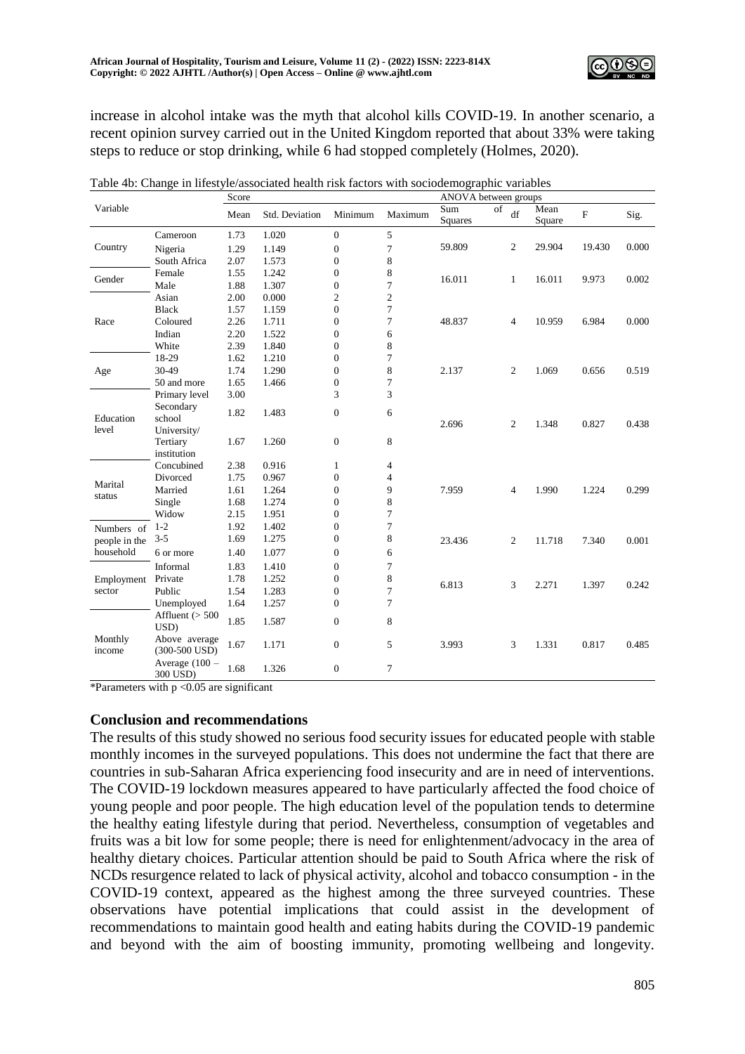increase in alcohol intake was the myth that alcohol kills COVID-19. In another scenario, a recent opinion survey carried out in the United Kingdom reported that about 33% were taking steps to reduce or stop drinking, while 6 had stopped completely (Holmes, 2020).

Table 4b: Change in lifestyle/associated health risk factors with sociodemographic variables

| Variable | | Score | | | | ANOVA between groups | | | | |
|---|---|---|---|---|---|---|---|---|---|---|
| | | Mean | Std. Deviation | Minimum | Maximum | Sum of Squares | df | Mean Square | F | Sig. |
| Country | Cameroon | 1.73 | 1.020 | 0 | 5 | 59.809 | 2 | 29.904 | 19.430 | 0.000 |
| | Nigeria | 1.29 | 1.149 | 0 | 7 | | | | | |
| | South Africa | 2.07 | 1.573 | 0 | 8 | | | | | |
| Gender | Female | 1.55 | 1.242 | 0 | 8 | 16.011 | 1 | 16.011 | 9.973 | 0.002 |
| | Male | 1.88 | 1.307 | 0 | 7 | | | | | |
| Race | Asian | 2.00 | 0.000 | 2 | 2 | 48.837 | 4 | 10.959 | 6.984 | 0.000 |
| | Black | 1.57 | 1.159 | 0 | 7 | | | | | |
| | Coloured | 2.26 | 1.711 | 0 | 7 | | | | | |
| | Indian | 2.20 | 1.522 | 0 | 6 | | | | | |
| | White | 2.39 | 1.840 | 0 | 8 | | | | | |
| Age | 18-29 | 1.62 | 1.210 | 0 | 7 | 2.137 | 2 | 1.069 | 0.656 | 0.519 |
| | 30-49 | 1.74 | 1.290 | 0 | 8 | | | | | |
| | 50 and more | 1.65 | 1.466 | 0 | 7 | | | | | |
| Education level | Primary level | 3.00 | | 3 | 3 | 2.696 | 2 | 1.348 | 0.827 | 0.438 |
| | Secondary school | 1.82 | 1.483 | 0 | 6 | | | | | |
| | University/ Tertiary institution | 1.67 | 1.260 | 0 | 8 | | | | | |
| Marital status | Concubined | 2.38 | 0.916 | 1 | 4 | 7.959 | 4 | 1.990 | 1.224 | 0.299 |
| | Divorced | 1.75 | 0.967 | 0 | 4 | | | | | |
| | Married | 1.61 | 1.264 | 0 | 9 | | | | | |
| | Single | 1.68 | 1.274 | 0 | 8 | | | | | |
| | Widow | 2.15 | 1.951 | 0 | 7 | | | | | |
| Numbers of people in the household | 1-2 | 1.92 | 1.402 | 0 | 7 | 23.436 | 2 | 11.718 | 7.340 | 0.001 |
| | 3-5 | 1.69 | 1.275 | 0 | 8 | | | | | |
| | 6 or more | 1.40 | 1.077 | 0 | 6 | | | | | |
| Employment sector | Informal | 1.83 | 1.410 | 0 | 7 | 6.813 | 3 | 2.271 | 1.397 | 0.242 |
| | Private | 1.78 | 1.252 | 0 | 8 | | | | | |
| | Public | 1.54 | 1.283 | 0 | 7 | | | | | |
| | Unemployed | 1.64 | 1.257 | 0 | 7 | | | | | |
| Monthly income | Affluent (> 500 USD) | 1.85 | 1.587 | 0 | 8 | 3.993 | 3 | 1.331 | 0.817 | 0.485 |
| | Above average (300-500 USD) | 1.67 | 1.171 | 0 | 5 | | | | | |
| | Average (100 – 300 USD) | 1.68 | 1.326 | 0 | 7 | | | | | |

*Parameters with $p < 0.05$ are significant

## Conclusion and recommendations

The results of this study showed no serious food security issues for educated people with stable monthly incomes in the surveyed populations. This does not undermine the fact that there are countries in sub-Saharan Africa experiencing food insecurity and are in need of interventions. The COVID-19 lockdown measures appeared to have particularly affected the food choice of young people and poor people. The high education level of the population tends to determine the healthy eating lifestyle during that period. Nevertheless, consumption of vegetables and fruits was a bit low for some people; there is need for enlightenment/advocacy in the area of healthy dietary choices. Particular attention should be paid to South Africa where the risk of NCDs resurgence related to lack of physical activity, alcohol and tobacco consumption - in the COVID-19 context, appeared as the highest among the three surveyed countries. These observations have potential implications that could assist in the development of recommendations to maintain good health and eating habits during the COVID-19 pandemic and beyond with the aim of boosting immunity, promoting wellbeing and longevity.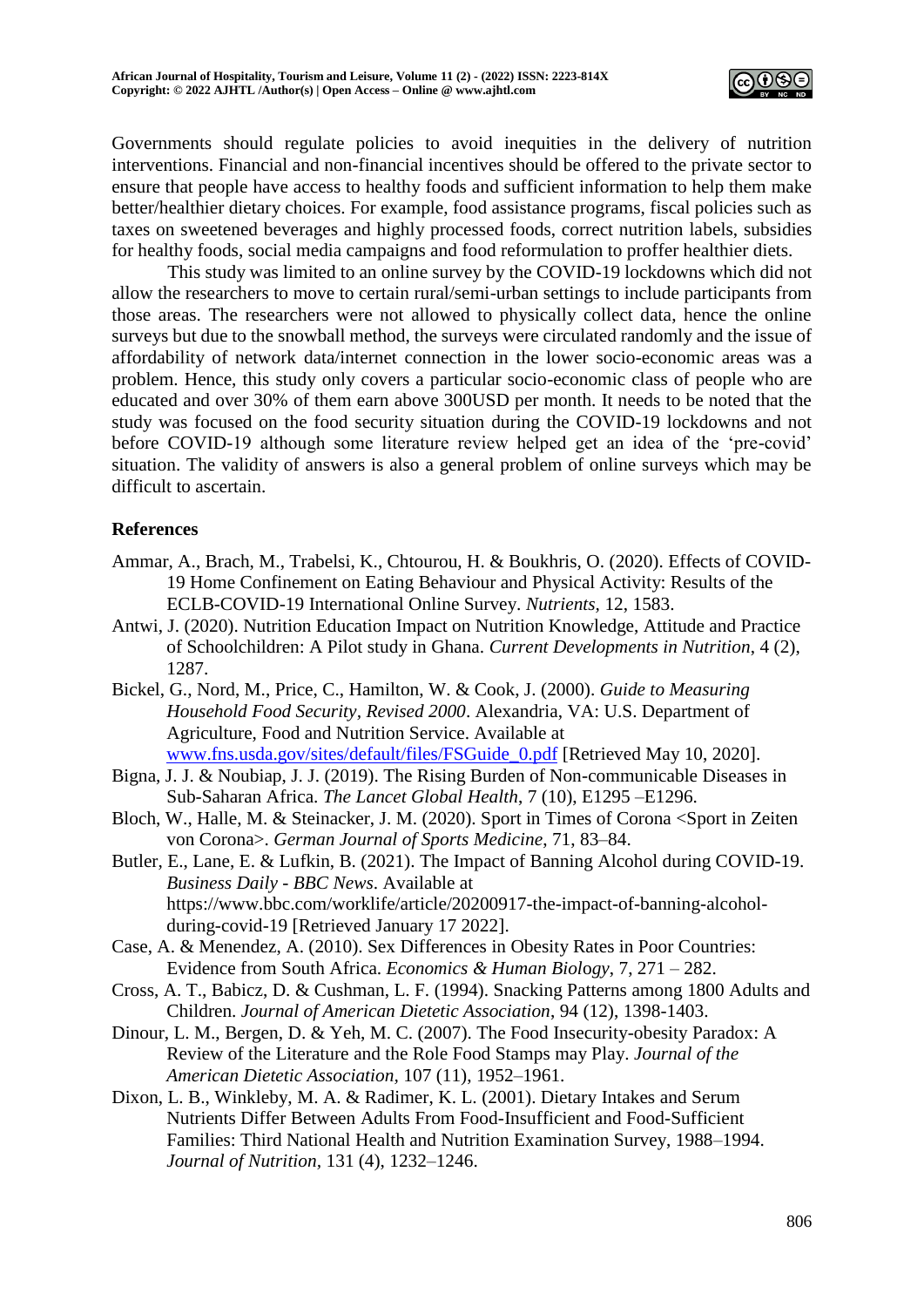Governments should regulate policies to avoid inequities in the delivery of nutrition interventions. Financial and non-financial incentives should be offered to the private sector to ensure that people have access to healthy foods and sufficient information to help them make better/healthier dietary choices. For example, food assistance programs, fiscal policies such as taxes on sweetened beverages and highly processed foods, correct nutrition labels, subsidies for healthy foods, social media campaigns and food reformulation to proffer healthier diets.

This study was limited to an online survey by the COVID-19 lockdowns which did not allow the researchers to move to certain rural/semi-urban settings to include participants from those areas. The researchers were not allowed to physically collect data, hence the online surveys but due to the snowball method, the surveys were circulated randomly and the issue of affordability of network data/internet connection in the lower socio-economic areas was a problem. Hence, this study only covers a particular socio-economic class of people who are educated and over 30% of them earn above 300USD per month. It needs to be noted that the study was focused on the food security situation during the COVID-19 lockdowns and not before COVID-19 although some literature review helped get an idea of the 'pre-covid' situation. The validity of answers is also a general problem of online surveys which may be difficult to ascertain.

## References

Ammar, A., Brach, M., Trabelsi, K., Chtourou, H. & Boukhris, O. (2020). Effects of COVID-19 Home Confinement on Eating Behaviour and Physical Activity: Results of the ECLB-COVID-19 International Online Survey. *Nutrients*, 12, 1583.

Antwi, J. (2020). Nutrition Education Impact on Nutrition Knowledge, Attitude and Practice of Schoolchildren: A Pilot study in Ghana. *Current Developments in Nutrition*, 4 (2), 1287.

Bickel, G., Nord, M., Price, C., Hamilton, W. & Cook, J. (2000). *Guide to Measuring Household Food Security, Revised 2000*. Alexandria, VA: U.S. Department of Agriculture, Food and Nutrition Service. Available at www.fns.usda.gov/sites/default/files/FSGuide_0.pdf [Retrieved May 10, 2020].

Bigna, J. J. & Noubiap, J. J. (2019). The Rising Burden of Non-communicable Diseases in Sub-Saharan Africa. *The Lancet Global Health*, 7 (10), E1295 –E1296.

Bloch, W., Halle, M. & Steinacker, J. M. (2020). Sport in Times of Corona <Sport in Zeiten von Corona>. *German Journal of Sports Medicine*, 71, 83–84.

Butler, E., Lane, E. & Lufkin, B. (2021). The Impact of Banning Alcohol during COVID-19. *Business Daily - BBC News*. Available at https://www.bbc.com/worklife/article/20200917-the-impact-of-banning-alcohol-during-covid-19 [Retrieved January 17 2022].

Case, A. & Menendez, A. (2010). Sex Differences in Obesity Rates in Poor Countries: Evidence from South Africa. *Economics & Human Biology*, 7, 271 – 282.

Cross, A. T., Babicz, D. & Cushman, L. F. (1994). Snacking Patterns among 1800 Adults and Children. *Journal of American Dietetic Association*, 94 (12), 1398-1403.

Dinour, L. M., Bergen, D. & Yeh, M. C. (2007). The Food Insecurity-obesity Paradox: A Review of the Literature and the Role Food Stamps may Play. *Journal of the American Dietetic Association*, 107 (11), 1952–1961.

Dixon, L. B., Winkleby, M. A. & Radimer, K. L. (2001). Dietary Intakes and Serum Nutrients Differ Between Adults From Food-Insufficient and Food-Sufficient Families: Third National Health and Nutrition Examination Survey, 1988–1994. *Journal of Nutrition*, 131 (4), 1232–1246.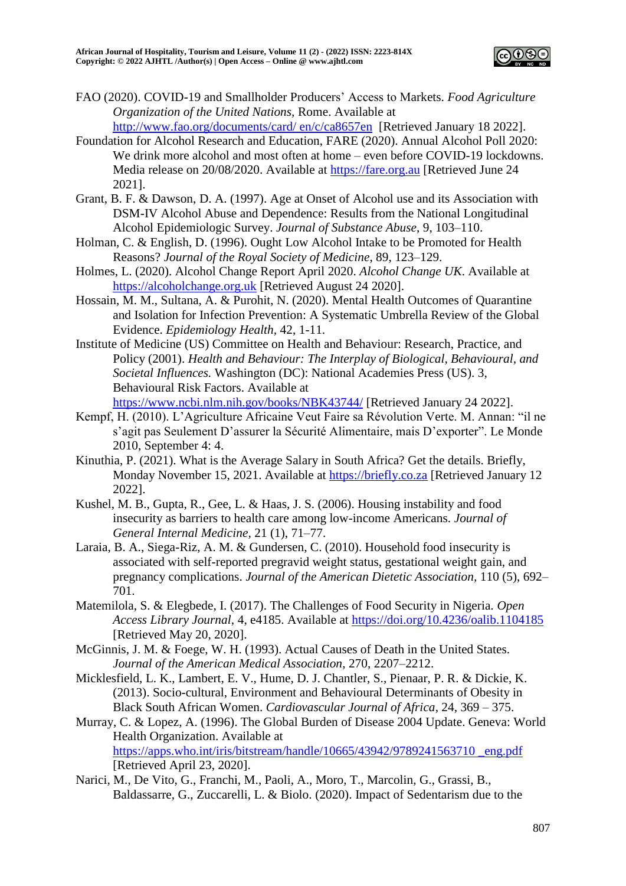FAO (2020). COVID-19 and Smallholder Producers' Access to Markets. *Food Agriculture Organization of the United Nations*, Rome. Available at http://www.fao.org/documents/card/ en/c/ca8657en [Retrieved January 18 2022].

Foundation for Alcohol Research and Education, FARE (2020). Annual Alcohol Poll 2020: We drink more alcohol and most often at home – even before COVID-19 lockdowns. Media release on 20/08/2020. Available at https://fare.org.au [Retrieved June 24 2021].

Grant, B. F. & Dawson, D. A. (1997). Age at Onset of Alcohol use and its Association with DSM-IV Alcohol Abuse and Dependence: Results from the National Longitudinal Alcohol Epidemiologic Survey. *Journal of Substance Abuse*, 9, 103–110.

Holman, C. & English, D. (1996). Ought Low Alcohol Intake to be Promoted for Health Reasons? *Journal of the Royal Society of Medicine*, 89, 123–129.

Holmes, L. (2020). Alcohol Change Report April 2020. *Alcohol Change UK*. Available at https://alcoholchange.org.uk [Retrieved August 24 2020].

Hossain, M. M., Sultana, A. & Purohit, N. (2020). Mental Health Outcomes of Quarantine and Isolation for Infection Prevention: A Systematic Umbrella Review of the Global Evidence. *Epidemiology Health*, 42, 1-11.

Institute of Medicine (US) Committee on Health and Behaviour: Research, Practice, and Policy (2001). *Health and Behaviour: The Interplay of Biological, Behavioural, and Societal Influences.* Washington (DC): National Academies Press (US). 3, Behavioural Risk Factors. Available at https://www.ncbi.nlm.nih.gov/books/NBK43744/ [Retrieved January 24 2022].

Kempf, H. (2010). L'Agriculture Africaine Veut Faire sa Révolution Verte. M. Annan: "il ne s'agit pas Seulement D'assurer la Sécurité Alimentaire, mais D'exporter". Le Monde 2010, September 4: 4.

Kinuthia, P. (2021). What is the Average Salary in South Africa? Get the details. Briefly, Monday November 15, 2021. Available at https://briefly.co.za [Retrieved January 12 2022].

Kushel, M. B., Gupta, R., Gee, L. & Haas, J. S. (2006). Housing instability and food insecurity as barriers to health care among low-income Americans. *Journal of General Internal Medicine*, 21 (1), 71–77.

Laraia, B. A., Siega-Riz, A. M. & Gundersen, C. (2010). Household food insecurity is associated with self-reported pregravid weight status, gestational weight gain, and pregnancy complications. *Journal of the American Dietetic Association*, 110 (5), 692–701.

Matemilola, S. & Elegbede, I. (2017). The Challenges of Food Security in Nigeria. *Open Access Library Journal*, 4, e4185. Available at https://doi.org/10.4236/oalib.1104185 [Retrieved May 20, 2020].

McGinnis, J. M. & Foege, W. H. (1993). Actual Causes of Death in the United States. *Journal of the American Medical Association*, 270, 2207–2212.

Micklesfield, L. K., Lambert, E. V., Hume, D. J. Chantler, S., Pienaar, P. R. & Dickie, K. (2013). Socio-cultural, Environment and Behavioural Determinants of Obesity in Black South African Women. *Cardiovascular Journal of Africa*, 24, 369 – 375.

Murray, C. & Lopez, A. (1996). The Global Burden of Disease 2004 Update. Geneva: World Health Organization. Available at https://apps.who.int/iris/bitstream/handle/10665/43942/9789241563710 _eng.pdf [Retrieved April 23, 2020].

Narici, M., De Vito, G., Franchi, M., Paoli, A., Moro, T., Marcolin, G., Grassi, B., Baldassarre, G., Zuccarelli, L. & Biolo. (2020). Impact of Sedentarism due to the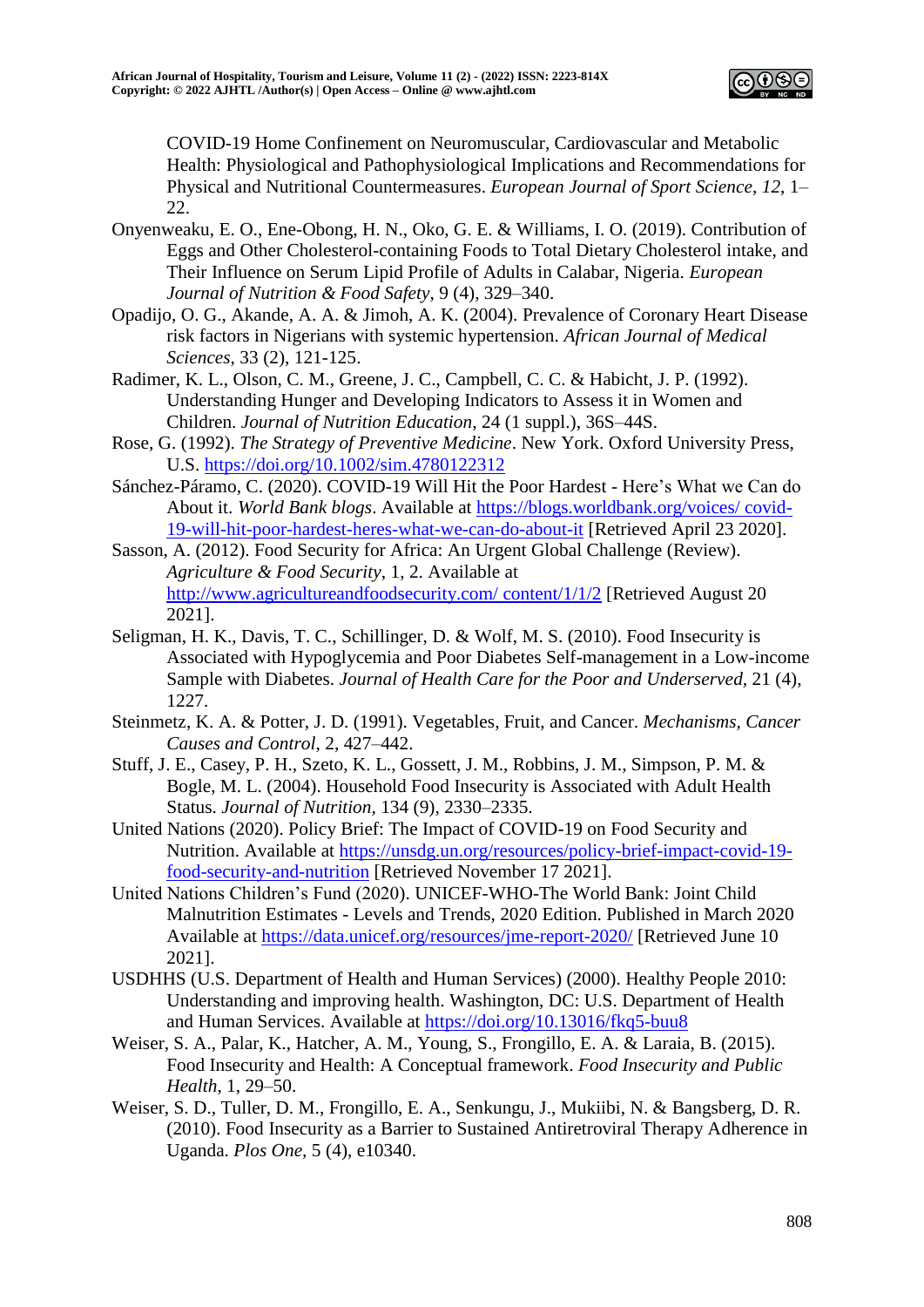COVID-19 Home Confinement on Neuromuscular, Cardiovascular and Metabolic Health: Physiological and Pathophysiological Implications and Recommendations for Physical and Nutritional Countermeasures. *European Journal of Sport Science*, *12*, 1–22.

Onyenweaku, E. O., Ene-Obong, H. N., Oko, G. E. & Williams, I. O. (2019). Contribution of Eggs and Other Cholesterol-containing Foods to Total Dietary Cholesterol intake, and Their Influence on Serum Lipid Profile of Adults in Calabar, Nigeria. *European Journal of Nutrition & Food Safety*, 9 (4), 329–340.

Opadijo, O. G., Akande, A. A. & Jimoh, A. K. (2004). Prevalence of Coronary Heart Disease risk factors in Nigerians with systemic hypertension. *African Journal of Medical Sciences*, 33 (2), 121-125.

Radimer, K. L., Olson, C. M., Greene, J. C., Campbell, C. C. & Habicht, J. P. (1992). Understanding Hunger and Developing Indicators to Assess it in Women and Children. *Journal of Nutrition Education*, 24 (1 suppl.), 36S–44S.

Rose, G. (1992). *The Strategy of Preventive Medicine*. New York. Oxford University Press, U.S. https://doi.org/10.1002/sim.4780122312

Sánchez-Páramo, C. (2020). COVID-19 Will Hit the Poor Hardest - Here's What we Can do About it. *World Bank blogs*. Available at https://blogs.worldbank.org/voices/ covid-19-will-hit-poor-hardest-heres-what-we-can-do-about-it [Retrieved April 23 2020].

Sasson, A. (2012). Food Security for Africa: An Urgent Global Challenge (Review). *Agriculture & Food Security*, 1, 2. Available at http://www.agricultureandfoodsecurity.com/ content/1/1/2 [Retrieved August 20 2021].

Seligman, H. K., Davis, T. C., Schillinger, D. & Wolf, M. S. (2010). Food Insecurity is Associated with Hypoglycemia and Poor Diabetes Self-management in a Low-income Sample with Diabetes. *Journal of Health Care for the Poor and Underserved*, 21 (4), 1227.

Steinmetz, K. A. & Potter, J. D. (1991). Vegetables, Fruit, and Cancer. *Mechanisms, Cancer Causes and Control*, 2, 427–442.

Stuff, J. E., Casey, P. H., Szeto, K. L., Gossett, J. M., Robbins, J. M., Simpson, P. M. & Bogle, M. L. (2004). Household Food Insecurity is Associated with Adult Health Status. *Journal of Nutrition*, 134 (9), 2330–2335.

United Nations (2020). Policy Brief: The Impact of COVID-19 on Food Security and Nutrition. Available at https://unsdg.un.org/resources/policy-brief-impact-covid-19-food-security-and-nutrition [Retrieved November 17 2021].

United Nations Children's Fund (2020). UNICEF-WHO-The World Bank: Joint Child Malnutrition Estimates - Levels and Trends, 2020 Edition. Published in March 2020 Available at https://data.unicef.org/resources/jme-report-2020/ [Retrieved June 10 2021].

USDHHS (U.S. Department of Health and Human Services) (2000). Healthy People 2010: Understanding and improving health. Washington, DC: U.S. Department of Health and Human Services. Available at https://doi.org/10.13016/fkq5-buu8

Weiser, S. A., Palar, K., Hatcher, A. M., Young, S., Frongillo, E. A. & Laraia, B. (2015). Food Insecurity and Health: A Conceptual framework. *Food Insecurity and Public Health*, 1, 29–50.

Weiser, S. D., Tuller, D. M., Frongillo, E. A., Senkungu, J., Mukiibi, N. & Bangsberg, D. R. (2010). Food Insecurity as a Barrier to Sustained Antiretroviral Therapy Adherence in Uganda. *Plos One*, 5 (4), e10340.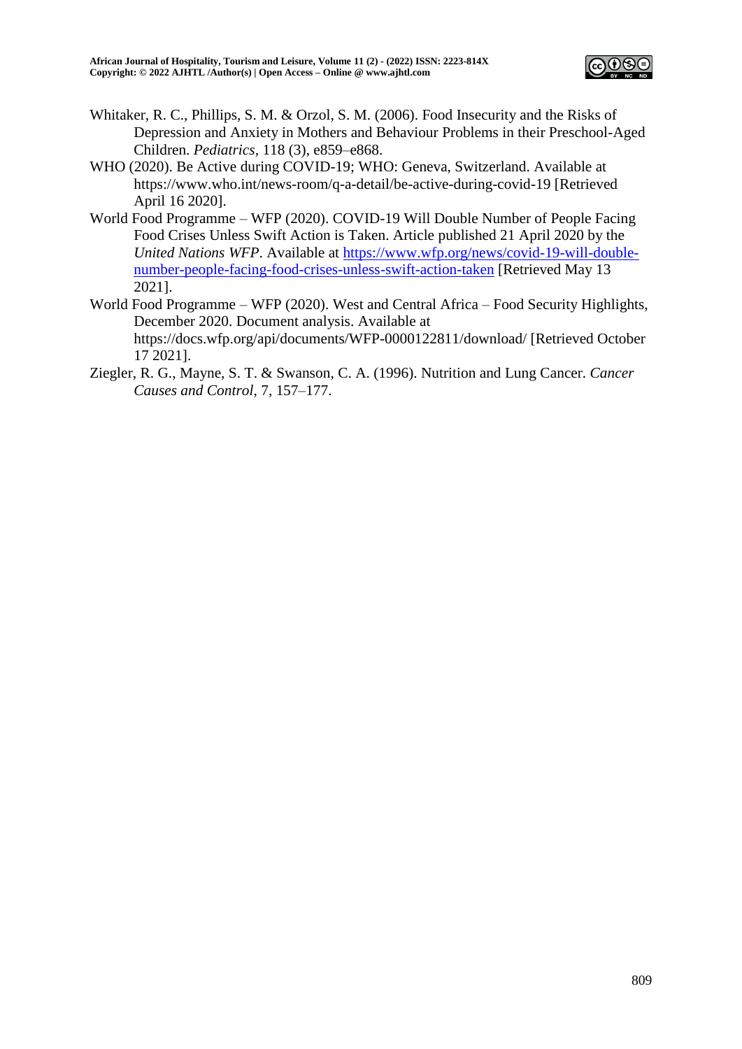Whitaker, R. C., Phillips, S. M. & Orzol, S. M. (2006). Food Insecurity and the Risks of Depression and Anxiety in Mothers and Behaviour Problems in their Preschool-Aged Children. *Pediatrics*, 118 (3), e859–e868.

WHO (2020). Be Active during COVID-19; WHO: Geneva, Switzerland. Available at https://www.who.int/news-room/q-a-detail/be-active-during-covid-19 [Retrieved April 16 2020].

World Food Programme – WFP (2020). COVID-19 Will Double Number of People Facing Food Crises Unless Swift Action is Taken. Article published 21 April 2020 by the *United Nations WFP*. Available at https://www.wfp.org/news/covid-19-will-double-number-people-facing-food-crises-unless-swift-action-taken [Retrieved May 13 2021].

World Food Programme – WFP (2020). West and Central Africa – Food Security Highlights, December 2020. Document analysis. Available at https://docs.wfp.org/api/documents/WFP-0000122811/download/ [Retrieved October 17 2021].

Ziegler, R. G., Mayne, S. T. & Swanson, C. A. (1996). Nutrition and Lung Cancer. *Cancer Causes and Control*, 7, 157–177.